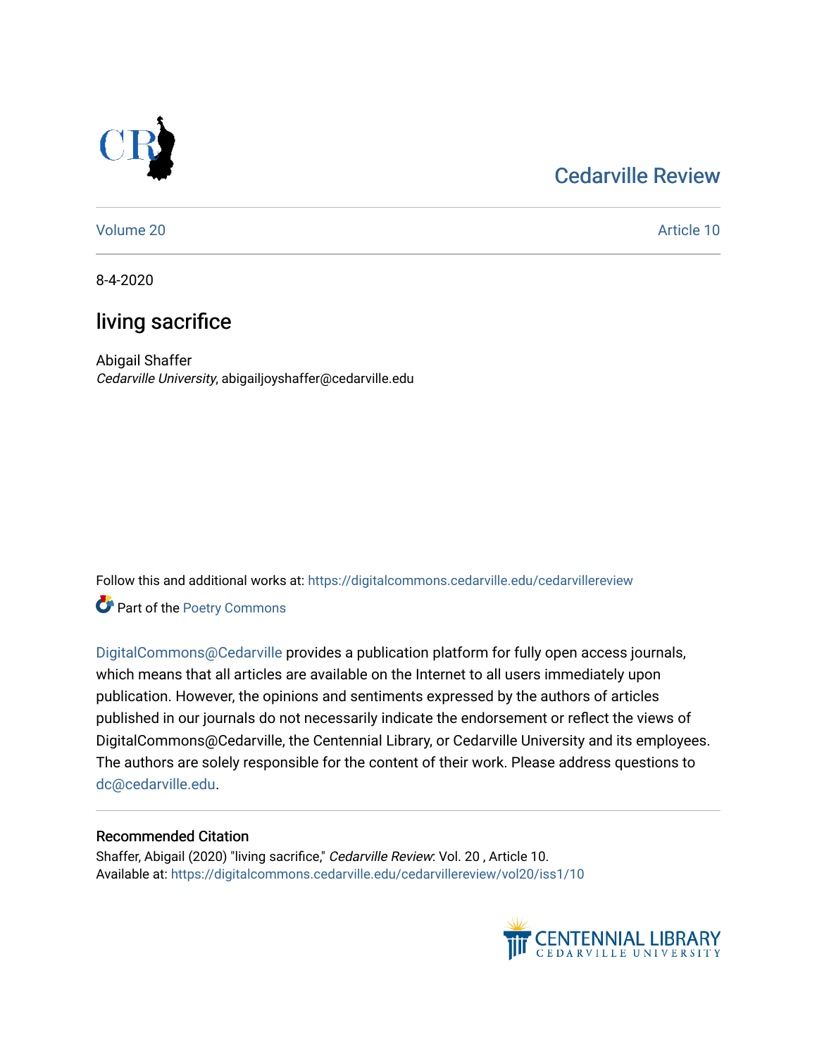Cedarville Review

Volume 20 Article 10

8-4-2020

# living sacrifice

Abigail Shaffer
*Cedarville University*, abigailjoyshaffer@cedarville.edu

Follow this and additional works at: https://digitalcommons.cedarville.edu/cedarvillereview

Part of the Poetry Commons

DigitalCommons@Cedarville provides a publication platform for fully open access journals, which means that all articles are available on the Internet to all users immediately upon publication. However, the opinions and sentiments expressed by the authors of articles published in our journals do not necessarily indicate the endorsement or reflect the views of DigitalCommons@Cedarville, the Centennial Library, or Cedarville University and its employees. The authors are solely responsible for the content of their work. Please address questions to dc@cedarville.edu.

## Recommended Citation

Shaffer, Abigail (2020) "living sacrifice," *Cedarville Review*: Vol. 20 , Article 10.
Available at: https://digitalcommons.cedarville.edu/cedarvillereview/vol20/iss1/10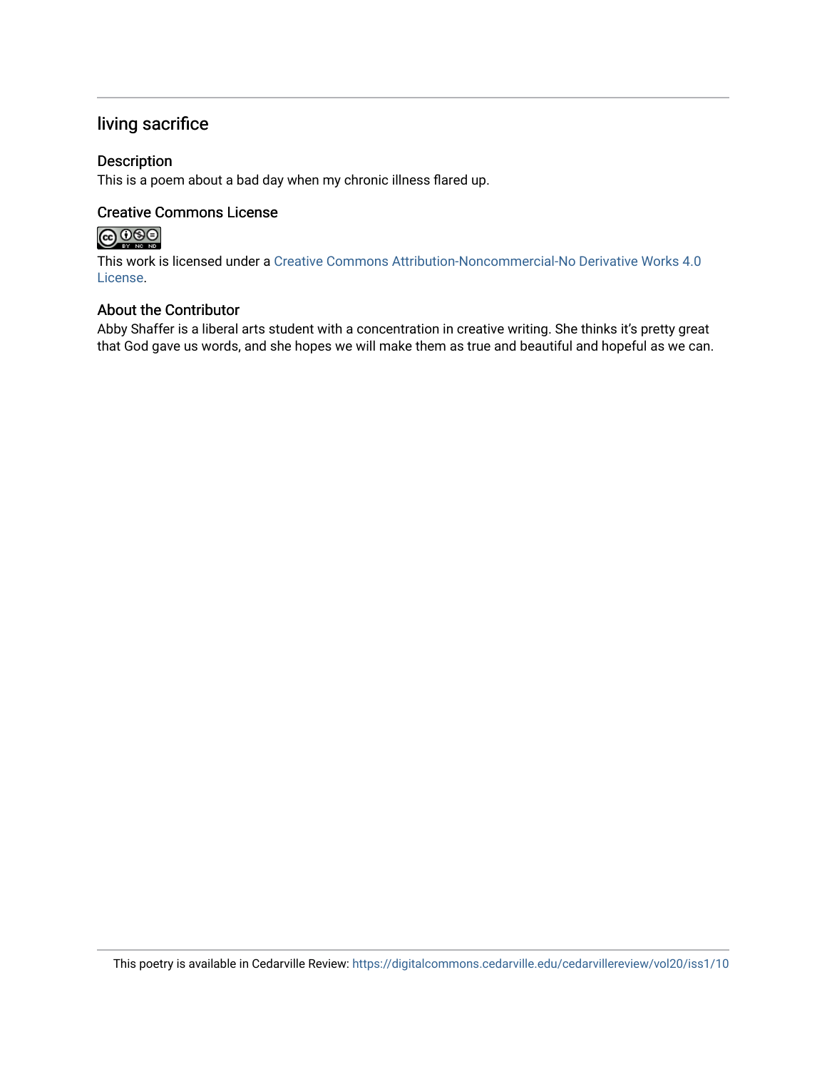## living sacrifice

### Description

This is a poem about a bad day when my chronic illness flared up.

### Creative Commons License

This work is licensed under a Creative Commons Attribution-Noncommercial-No Derivative Works 4.0 License.

### About the Contributor

Abby Shaffer is a liberal arts student with a concentration in creative writing. She thinks it's pretty great that God gave us words, and she hopes we will make them as true and beautiful and hopeful as we can.

This poetry is available in Cedarville Review: https://digitalcommons.cedarville.edu/cedarvillereview/vol20/iss1/10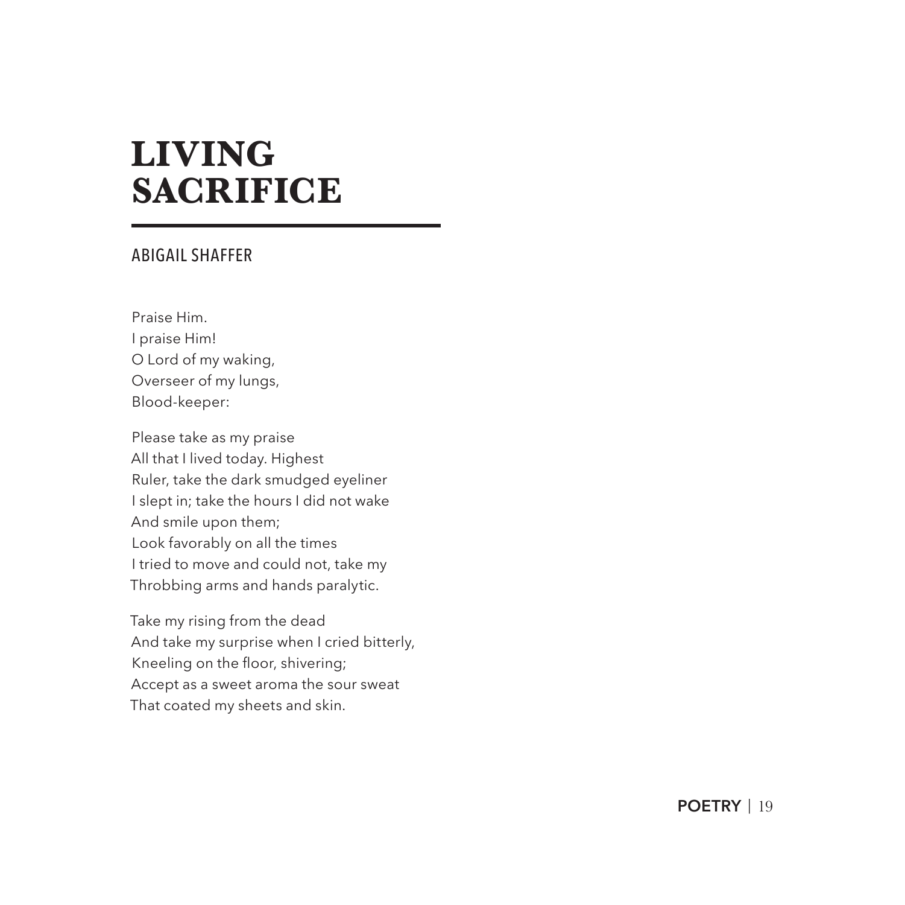# LIVING SACRIFICE

ABIGAIL SHAFFER

Praise Him.  
I praise Him!  
O Lord of my waking,  
Overseer of my lungs,  
Blood-keeper:

Please take as my praise  
All that I lived today. Highest  
Ruler, take the dark smudged eyeliner  
I slept in; take the hours I did not wake  
And smile upon them;  
Look favorably on all the times  
I tried to move and could not, take my  
Throbbing arms and hands paralytic.

Take my rising from the dead  
And take my surprise when I cried bitterly,  
Kneeling on the floor, shivering;  
Accept as a sweet aroma the sour sweat  
That coated my sheets and skin.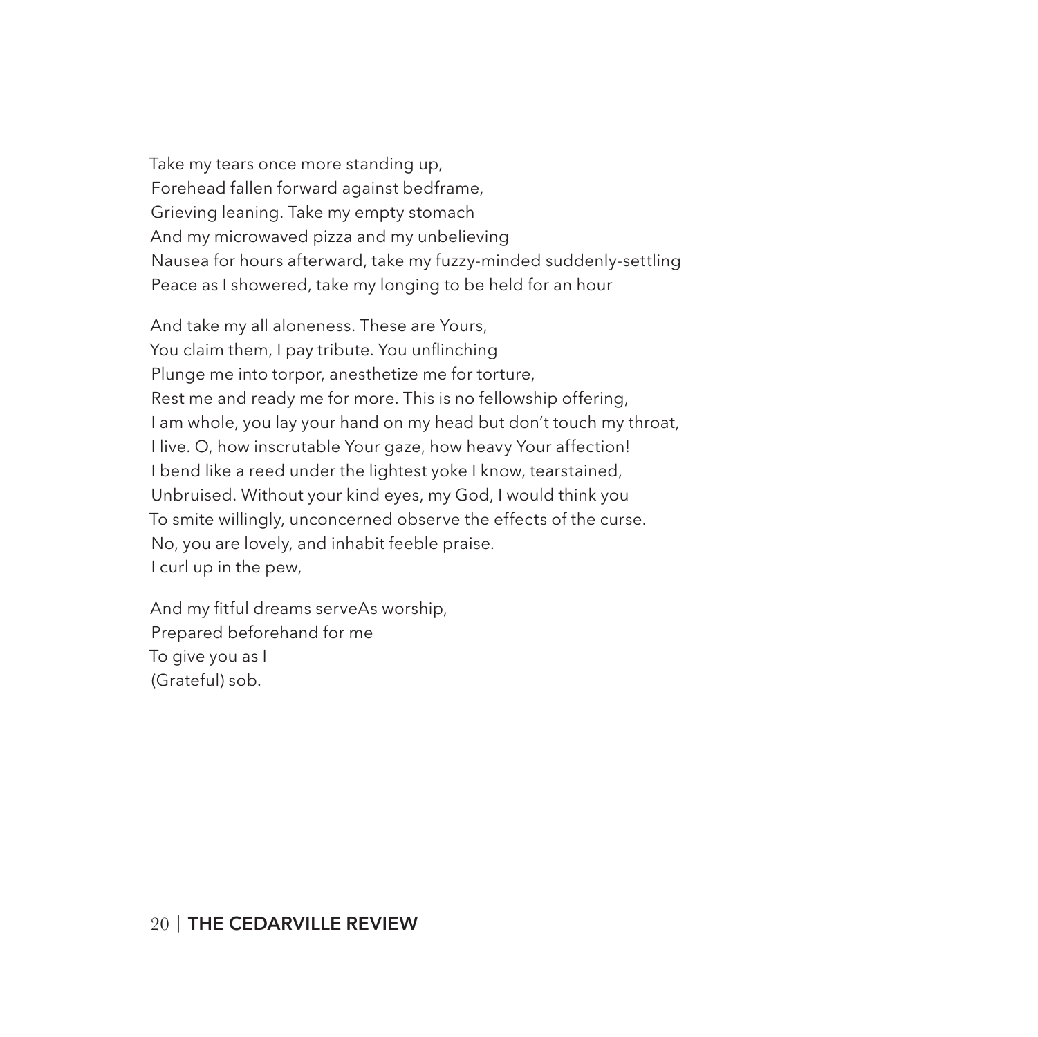Take my tears once more standing up,  
Forehead fallen forward against bedframe,  
Grieving leaning. Take my empty stomach  
And my microwaved pizza and my unbelieving  
Nausea for hours afterward, take my fuzzy-minded suddenly-settling  
Peace as I showered, take my longing to be held for an hour

And take my all aloneness. These are Yours,  
You claim them, I pay tribute. You unflinching  
Plunge me into torpor, anesthetize me for torture,  
Rest me and ready me for more. This is no fellowship offering,  
I am whole, you lay your hand on my head but don't touch my throat,  
I live. O, how inscrutable Your gaze, how heavy Your affection!  
I bend like a reed under the lightest yoke I know, tearstained,  
Unbruised. Without your kind eyes, my God, I would think you  
To smite willingly, unconcerned observe the effects of the curse.  
No, you are lovely, and inhabit feeble praise.  
I curl up in the pew,

And my fitful dreams serveAs worship,  
Prepared beforehand for me  
To give you as I  
(Grateful) sob.